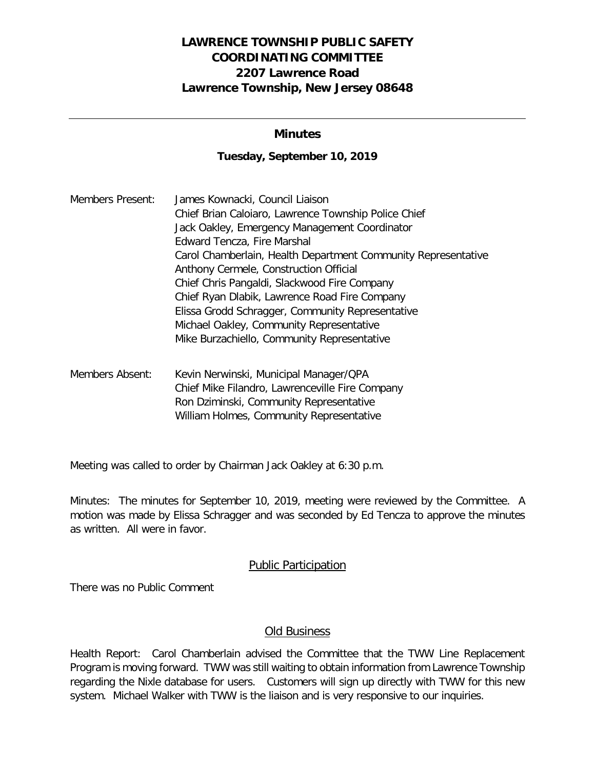# LAWRENCE TOWNSHIP PUBLIC SAFETY COORDINATING COMMITTEE
# 2207 Lawrence Road
# Lawrence Township, New Jersey 08648

---

## Minutes

### Tuesday, September 10, 2019

Members Present:
- James Kownacki, Council Liaison
- Chief Brian Caloiaro, Lawrence Township Police Chief
- Jack Oakley, Emergency Management Coordinator
- Edward Tencza, Fire Marshal
- Carol Chamberlain, Health Department Community Representative
- Anthony Cermele, Construction Official
- Chief Chris Pangaldi, Slackwood Fire Company
- Chief Ryan Dlabik, Lawrence Road Fire Company
- Elissa Grodd Schragger, Community Representative
- Michael Oakley, Community Representative
- Mike Burzachiello, Community Representative

Members Absent:
- Kevin Nerwinski, Municipal Manager/QPA
- Chief Mike Filandro, Lawrenceville Fire Company
- Ron Dziminski, Community Representative
- William Holmes, Community Representative

Meeting was called to order by Chairman Jack Oakley at 6:30 p.m.

Minutes: The minutes for September 10, 2019, meeting were reviewed by the Committee. A motion was made by Elissa Schragger and was seconded by Ed Tencza to approve the minutes as written. All were in favor.

## Public Participation

There was no Public Comment

## Old Business

Health Report: Carol Chamberlain advised the Committee that the TWW Line Replacement Program is moving forward. TWW was still waiting to obtain information from Lawrence Township regarding the Nixle database for users. Customers will sign up directly with TWW for this new system. Michael Walker with TWW is the liaison and is very responsive to our inquiries.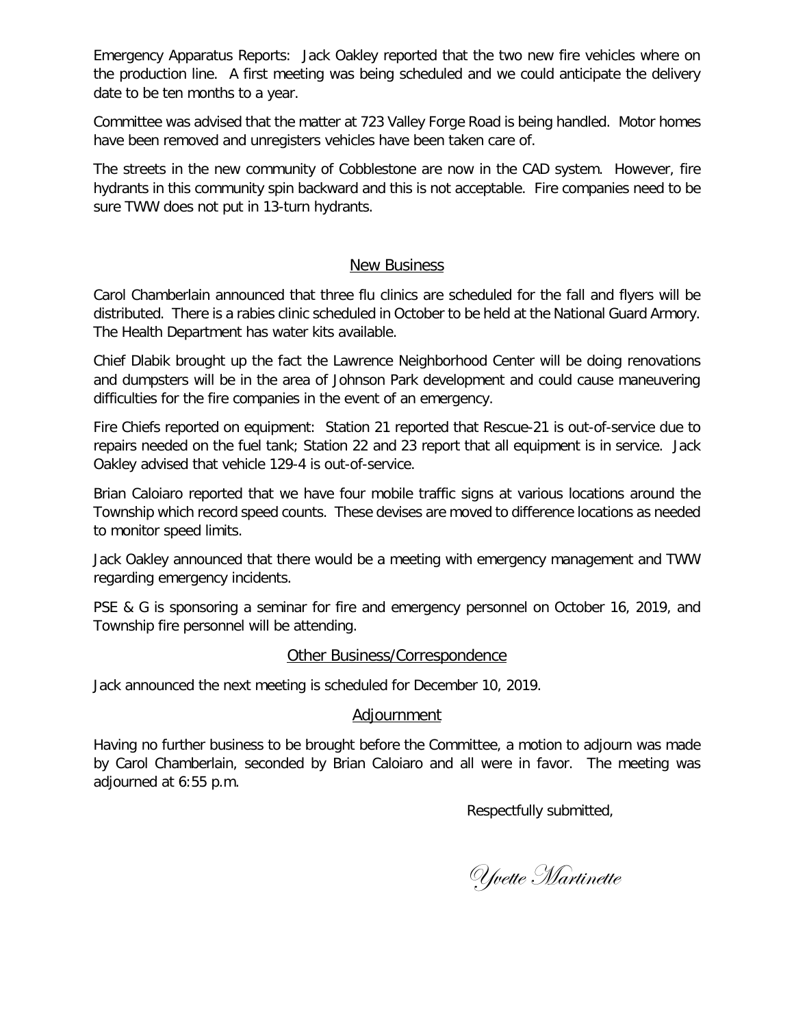Emergency Apparatus Reports: Jack Oakley reported that the two new fire vehicles where on the production line. A first meeting was being scheduled and we could anticipate the delivery date to be ten months to a year.

Committee was advised that the matter at 723 Valley Forge Road is being handled. Motor homes have been removed and unregisters vehicles have been taken care of.

The streets in the new community of Cobblestone are now in the CAD system. However, fire hydrants in this community spin backward and this is not acceptable. Fire companies need to be sure TWW does not put in 13-turn hydrants.

## New Business

Carol Chamberlain announced that three flu clinics are scheduled for the fall and flyers will be distributed. There is a rabies clinic scheduled in October to be held at the National Guard Armory. The Health Department has water kits available.

Chief Dlabik brought up the fact the Lawrence Neighborhood Center will be doing renovations and dumpsters will be in the area of Johnson Park development and could cause maneuvering difficulties for the fire companies in the event of an emergency.

Fire Chiefs reported on equipment: Station 21 reported that Rescue-21 is out-of-service due to repairs needed on the fuel tank; Station 22 and 23 report that all equipment is in service. Jack Oakley advised that vehicle 129-4 is out-of-service.

Brian Caloiaro reported that we have four mobile traffic signs at various locations around the Township which record speed counts. These devises are moved to difference locations as needed to monitor speed limits.

Jack Oakley announced that there would be a meeting with emergency management and TWW regarding emergency incidents.

PSE & G is sponsoring a seminar for fire and emergency personnel on October 16, 2019, and Township fire personnel will be attending.

## Other Business/Correspondence

Jack announced the next meeting is scheduled for December 10, 2019.

## Adjournment

Having no further business to be brought before the Committee, a motion to adjourn was made by Carol Chamberlain, seconded by Brian Caloiaro and all were in favor. The meeting was adjourned at 6:55 p.m.

Respectfully submitted,

*Yvette Martinette*